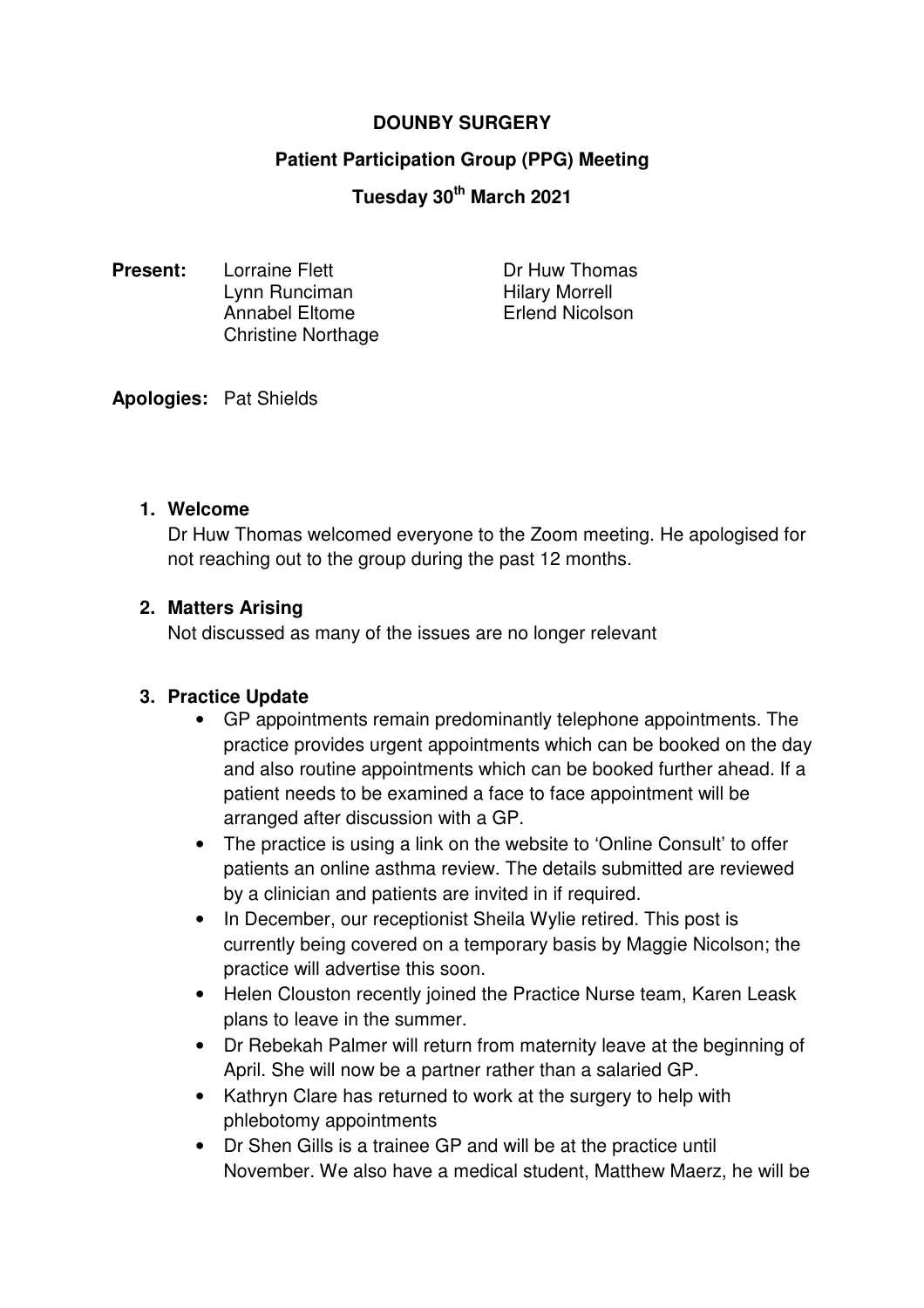**DOUNBY SURGERY**

**Patient Participation Group (PPG) Meeting**

**Tuesday 30th March 2021**

**Present:** Lorraine Flett, Lynn Runciman, Annabel Eltome, Christine Northage, Dr Huw Thomas, Hilary Morrell, Erlend Nicolson

**Apologies:** Pat Shields

1. **Welcome**

   Dr Huw Thomas welcomed everyone to the Zoom meeting. He apologised for not reaching out to the group during the past 12 months.

2. **Matters Arising**

   Not discussed as many of the issues are no longer relevant

3. **Practice Update**

   - GP appointments remain predominantly telephone appointments. The practice provides urgent appointments which can be booked on the day and also routine appointments which can be booked further ahead. If a patient needs to be examined a face to face appointment will be arranged after discussion with a GP.
   - The practice is using a link on the website to 'Online Consult' to offer patients an online asthma review. The details submitted are reviewed by a clinician and patients are invited in if required.
   - In December, our receptionist Sheila Wylie retired. This post is currently being covered on a temporary basis by Maggie Nicolson; the practice will advertise this soon.
   - Helen Clouston recently joined the Practice Nurse team, Karen Leask plans to leave in the summer.
   - Dr Rebekah Palmer will return from maternity leave at the beginning of April. She will now be a partner rather than a salaried GP.
   - Kathryn Clare has returned to work at the surgery to help with phlebotomy appointments
   - Dr Shen Gills is a trainee GP and will be at the practice until November. We also have a medical student, Matthew Maerz, he will be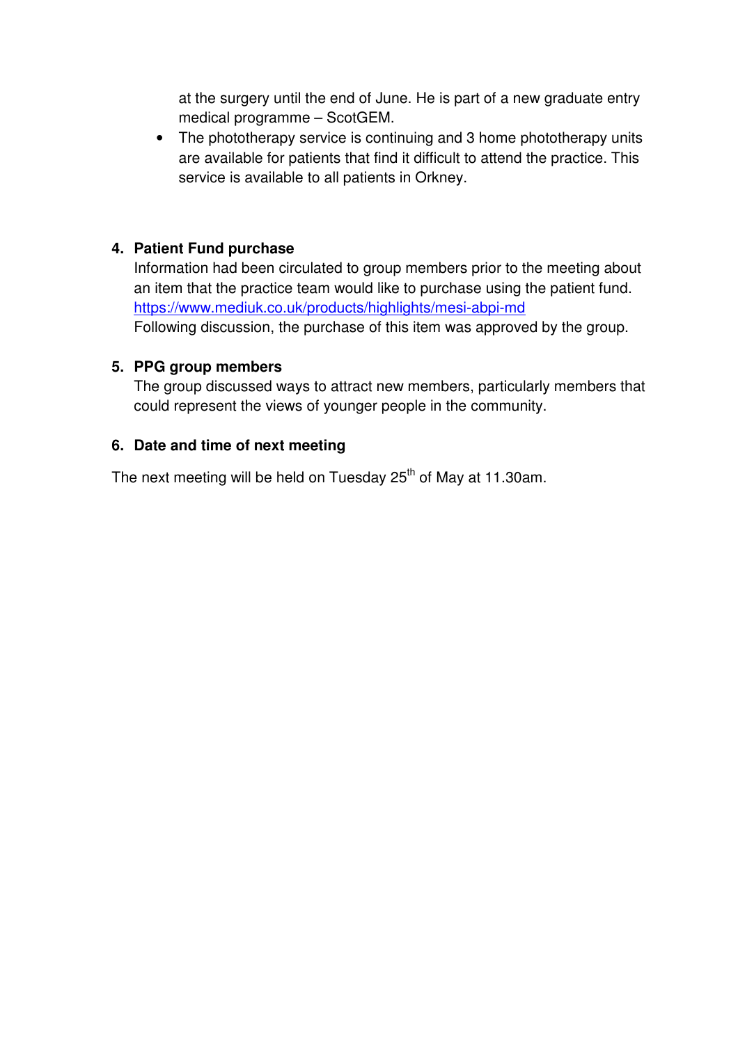at the surgery until the end of June. He is part of a new graduate entry medical programme – ScotGEM.

- The phototherapy service is continuing and 3 home phototherapy units are available for patients that find it difficult to attend the practice. This service is available to all patients in Orkney.

4. **Patient Fund purchase**

   Information had been circulated to group members prior to the meeting about an item that the practice team would like to purchase using the patient fund.
   https://www.mediuk.co.uk/products/highlights/mesi-abpi-md
   Following discussion, the purchase of this item was approved by the group.

5. **PPG group members**

   The group discussed ways to attract new members, particularly members that could represent the views of younger people in the community.

6. **Date and time of next meeting**

The next meeting will be held on Tuesday 25th of May at 11.30am.